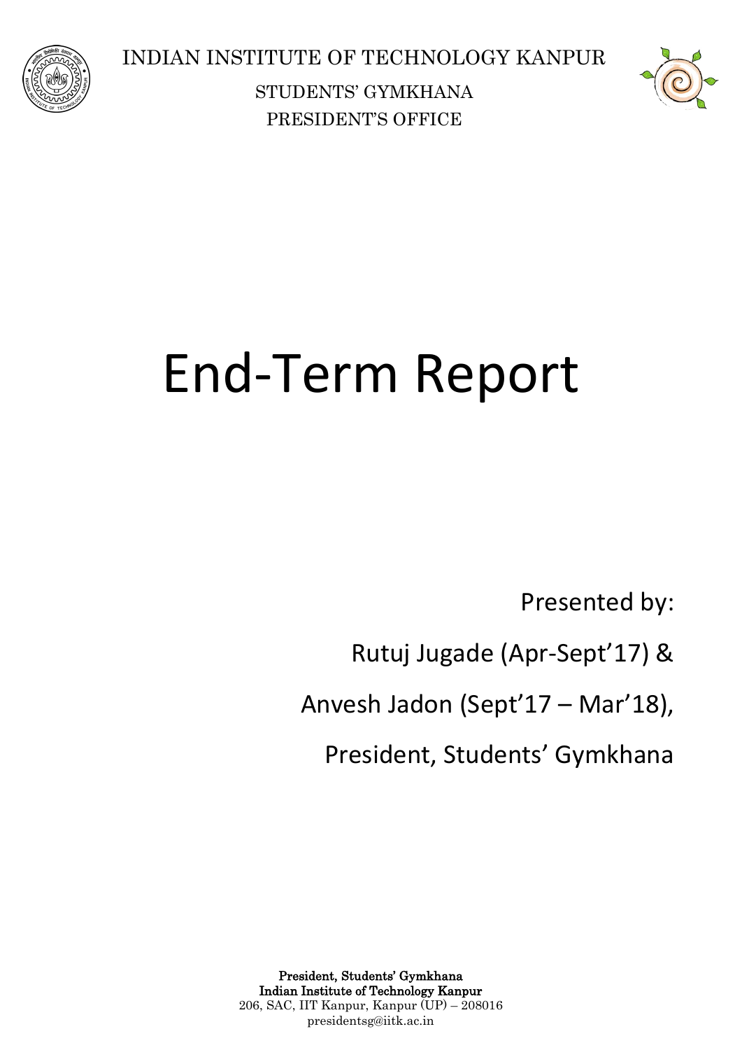INDIAN INSTITUTE OF TECHNOLOGY KANPUR

STUDENTS' GYMKHANA

PRESIDENT'S OFFICE

# End-Term Report

Presented by:

Rutuj Jugade (Apr-Sept'17) &

Anvesh Jadon (Sept'17 – Mar'18),

President, Students' Gymkhana

**President, Students' Gymkhana**
**Indian Institute of Technology Kanpur**
206, SAC, IIT Kanpur, Kanpur (UP) – 208016
presidentsg@iitk.ac.in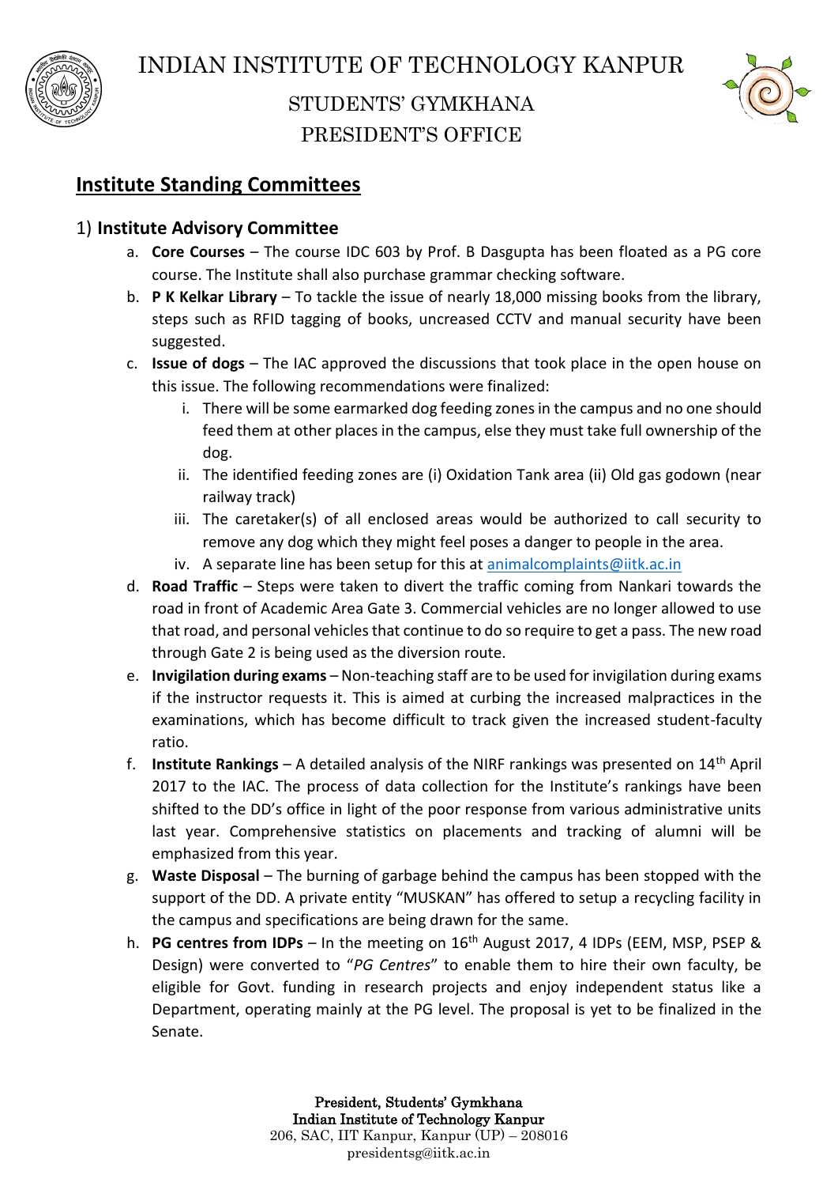INDIAN INSTITUTE OF TECHNOLOGY KANPUR

STUDENTS' GYMKHANA

PRESIDENT'S OFFICE

## Institute Standing Committees

### 1) Institute Advisory Committee

a. **Core Courses** – The course IDC 603 by Prof. B Dasgupta has been floated as a PG core course. The Institute shall also purchase grammar checking software.

b. **P K Kelkar Library** – To tackle the issue of nearly 18,000 missing books from the library, steps such as RFID tagging of books, uncreased CCTV and manual security have been suggested.

c. **Issue of dogs** – The IAC approved the discussions that took place in the open house on this issue. The following recommendations were finalized:

   i. There will be some earmarked dog feeding zones in the campus and no one should feed them at other places in the campus, else they must take full ownership of the dog.

   ii. The identified feeding zones are (i) Oxidation Tank area (ii) Old gas godown (near railway track)

   iii. The caretaker(s) of all enclosed areas would be authorized to call security to remove any dog which they might feel poses a danger to people in the area.

   iv. A separate line has been setup for this at animalcomplaints@iitk.ac.in

d. **Road Traffic** – Steps were taken to divert the traffic coming from Nankari towards the road in front of Academic Area Gate 3. Commercial vehicles are no longer allowed to use that road, and personal vehicles that continue to do so require to get a pass. The new road through Gate 2 is being used as the diversion route.

e. **Invigilation during exams** – Non-teaching staff are to be used for invigilation during exams if the instructor requests it. This is aimed at curbing the increased malpractices in the examinations, which has become difficult to track given the increased student-faculty ratio.

f. **Institute Rankings** – A detailed analysis of the NIRF rankings was presented on 14th April 2017 to the IAC. The process of data collection for the Institute's rankings have been shifted to the DD's office in light of the poor response from various administrative units last year. Comprehensive statistics on placements and tracking of alumni will be emphasized from this year.

g. **Waste Disposal** – The burning of garbage behind the campus has been stopped with the support of the DD. A private entity "MUSKAN" has offered to setup a recycling facility in the campus and specifications are being drawn for the same.

h. **PG centres from IDPs** – In the meeting on 16th August 2017, 4 IDPs (EEM, MSP, PSEP & Design) were converted to "*PG Centres*" to enable them to hire their own faculty, be eligible for Govt. funding in research projects and enjoy independent status like a Department, operating mainly at the PG level. The proposal is yet to be finalized in the Senate.

**President, Students' Gymkhana**
**Indian Institute of Technology Kanpur**
206, SAC, IIT Kanpur, Kanpur (UP) – 208016
presidentsg@iitk.ac.in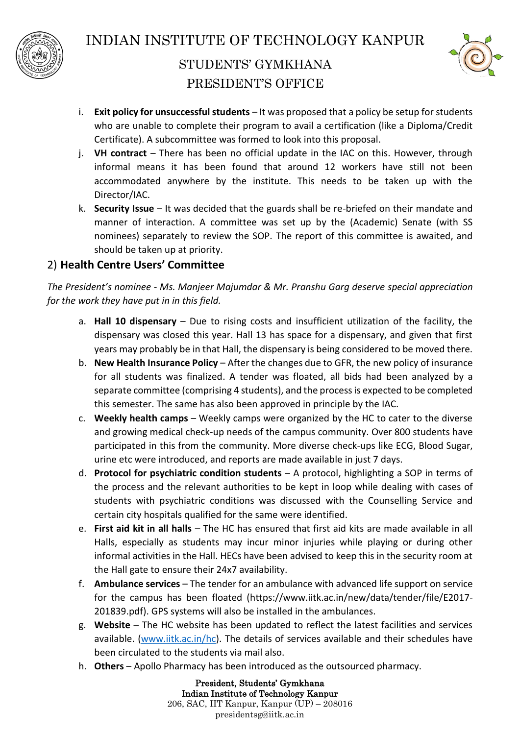i. **Exit policy for unsuccessful students** – It was proposed that a policy be setup for students who are unable to complete their program to avail a certification (like a Diploma/Credit Certificate). A subcommittee was formed to look into this proposal.

j. **VH contract** – There has been no official update in the IAC on this. However, through informal means it has been found that around 12 workers have still not been accommodated anywhere by the institute. This needs to be taken up with the Director/IAC.

k. **Security Issue** – It was decided that the guards shall be re-briefed on their mandate and manner of interaction. A committee was set up by the (Academic) Senate (with SS nominees) separately to review the SOP. The report of this committee is awaited, and should be taken up at priority.

## 2) **Health Centre Users' Committee**

*The President's nominee - Ms. Manjeer Majumdar & Mr. Pranshu Garg deserve special appreciation for the work they have put in in this field.*

a. **Hall 10 dispensary** – Due to rising costs and insufficient utilization of the facility, the dispensary was closed this year. Hall 13 has space for a dispensary, and given that first years may probably be in that Hall, the dispensary is being considered to be moved there.

b. **New Health Insurance Policy** – After the changes due to GFR, the new policy of insurance for all students was finalized. A tender was floated, all bids had been analyzed by a separate committee (comprising 4 students), and the process is expected to be completed this semester. The same has also been approved in principle by the IAC.

c. **Weekly health camps** – Weekly camps were organized by the HC to cater to the diverse and growing medical check-up needs of the campus community. Over 800 students have participated in this from the community. More diverse check-ups like ECG, Blood Sugar, urine etc were introduced, and reports are made available in just 7 days.

d. **Protocol for psychiatric condition students** – A protocol, highlighting a SOP in terms of the process and the relevant authorities to be kept in loop while dealing with cases of students with psychiatric conditions was discussed with the Counselling Service and certain city hospitals qualified for the same were identified.

e. **First aid kit in all halls** – The HC has ensured that first aid kits are made available in all Halls, especially as students may incur minor injuries while playing or during other informal activities in the Hall. HECs have been advised to keep this in the security room at the Hall gate to ensure their 24x7 availability.

f. **Ambulance services** – The tender for an ambulance with advanced life support on service for the campus has been floated (https://www.iitk.ac.in/new/data/tender/file/E2017-201839.pdf). GPS systems will also be installed in the ambulances.

g. **Website** – The HC website has been updated to reflect the latest facilities and services available. (www.iitk.ac.in/hc). The details of services available and their schedules have been circulated to the students via mail also.

h. **Others** – Apollo Pharmacy has been introduced as the outsourced pharmacy.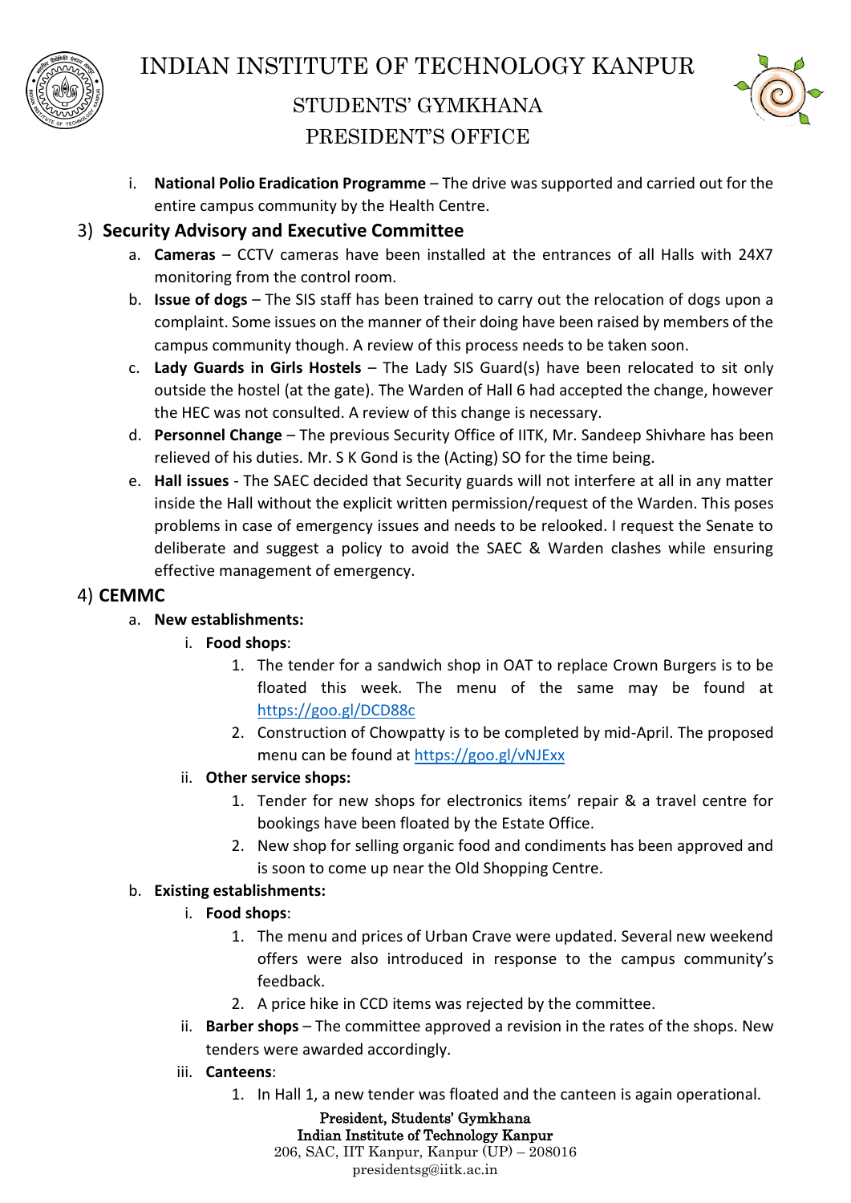i. **National Polio Eradication Programme** – The drive was supported and carried out for the entire campus community by the Health Centre.

## 3) Security Advisory and Executive Committee

a. **Cameras** – CCTV cameras have been installed at the entrances of all Halls with 24X7 monitoring from the control room.

b. **Issue of dogs** – The SIS staff has been trained to carry out the relocation of dogs upon a complaint. Some issues on the manner of their doing have been raised by members of the campus community though. A review of this process needs to be taken soon.

c. **Lady Guards in Girls Hostels** – The Lady SIS Guard(s) have been relocated to sit only outside the hostel (at the gate). The Warden of Hall 6 had accepted the change, however the HEC was not consulted. A review of this change is necessary.

d. **Personnel Change** – The previous Security Office of IITK, Mr. Sandeep Shivhare has been relieved of his duties. Mr. S K Gond is the (Acting) SO for the time being.

e. **Hall issues** - The SAEC decided that Security guards will not interfere at all in any matter inside the Hall without the explicit written permission/request of the Warden. This poses problems in case of emergency issues and needs to be relooked. I request the Senate to deliberate and suggest a policy to avoid the SAEC & Warden clashes while ensuring effective management of emergency.

## 4) CEMMC

a. **New establishments:**

i. **Food shops**:

1. The tender for a sandwich shop in OAT to replace Crown Burgers is to be floated this week. The menu of the same may be found at https://goo.gl/DCD88c
2. Construction of Chowpatty is to be completed by mid-April. The proposed menu can be found at https://goo.gl/vNJExx

ii. **Other service shops:**

1. Tender for new shops for electronics items' repair & a travel centre for bookings have been floated by the Estate Office.
2. New shop for selling organic food and condiments has been approved and is soon to come up near the Old Shopping Centre.

b. **Existing establishments:**

i. **Food shops**:

1. The menu and prices of Urban Crave were updated. Several new weekend offers were also introduced in response to the campus community's feedback.
2. A price hike in CCD items was rejected by the committee.

ii. **Barber shops** – The committee approved a revision in the rates of the shops. New tenders were awarded accordingly.

iii. **Canteens**:

1. In Hall 1, a new tender was floated and the canteen is again operational.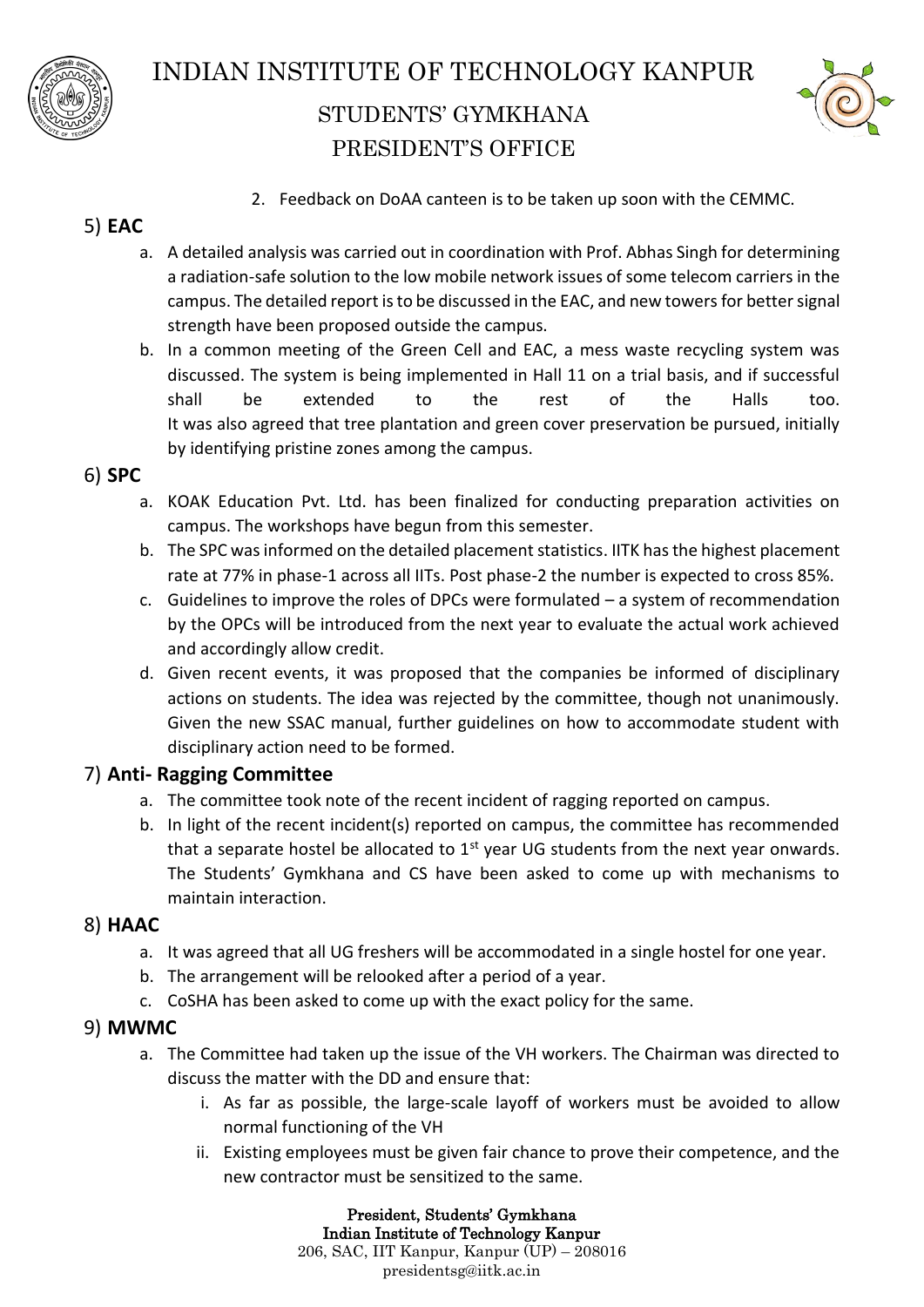2. Feedback on DoAA canteen is to be taken up soon with the CEMMC.

5) **EAC**

a. A detailed analysis was carried out in coordination with Prof. Abhas Singh for determining a radiation-safe solution to the low mobile network issues of some telecom carriers in the campus. The detailed report is to be discussed in the EAC, and new towers for better signal strength have been proposed outside the campus.

b. In a common meeting of the Green Cell and EAC, a mess waste recycling system was discussed. The system is being implemented in Hall 11 on a trial basis, and if successful shall be extended to the rest of the Halls too.
It was also agreed that tree plantation and green cover preservation be pursued, initially by identifying pristine zones among the campus.

6) **SPC**

a. KOAK Education Pvt. Ltd. has been finalized for conducting preparation activities on campus. The workshops have begun from this semester.

b. The SPC was informed on the detailed placement statistics. IITK has the highest placement rate at 77% in phase-1 across all IITs. Post phase-2 the number is expected to cross 85%.

c. Guidelines to improve the roles of DPCs were formulated – a system of recommendation by the OPCs will be introduced from the next year to evaluate the actual work achieved and accordingly allow credit.

d. Given recent events, it was proposed that the companies be informed of disciplinary actions on students. The idea was rejected by the committee, though not unanimously. Given the new SSAC manual, further guidelines on how to accommodate student with disciplinary action need to be formed.

7) **Anti- Ragging Committee**

a. The committee took note of the recent incident of ragging reported on campus.

b. In light of the recent incident(s) reported on campus, the committee has recommended that a separate hostel be allocated to 1st year UG students from the next year onwards. The Students' Gymkhana and CS have been asked to come up with mechanisms to maintain interaction.

8) **HAAC**

a. It was agreed that all UG freshers will be accommodated in a single hostel for one year.

b. The arrangement will be relooked after a period of a year.

c. CoSHA has been asked to come up with the exact policy for the same.

9) **MWMC**

a. The Committee had taken up the issue of the VH workers. The Chairman was directed to discuss the matter with the DD and ensure that:

    i. As far as possible, the large-scale layoff of workers must be avoided to allow normal functioning of the VH

    ii. Existing employees must be given fair chance to prove their competence, and the new contractor must be sensitized to the same.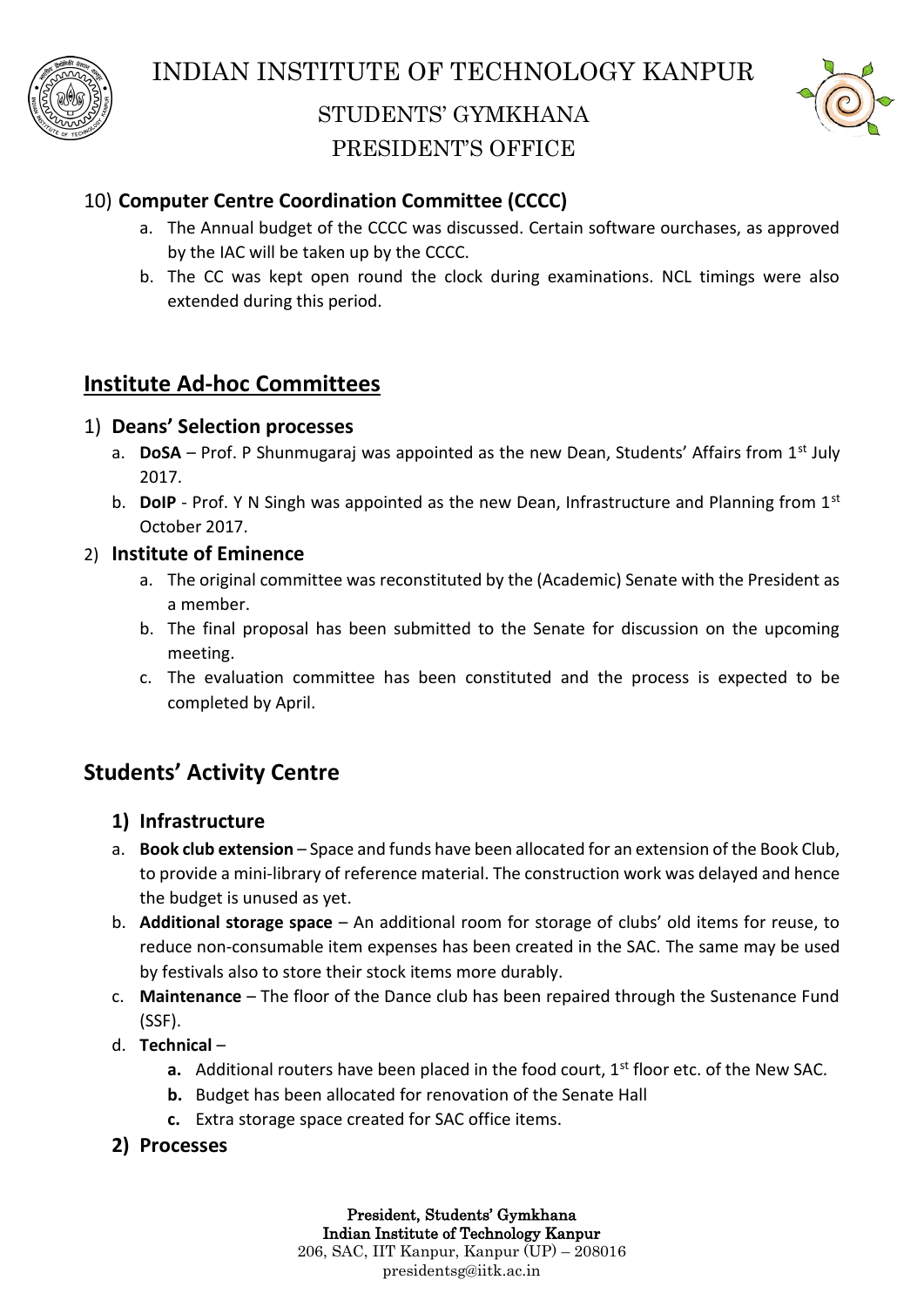10) **Computer Centre Coordination Committee (CCCC)**

   a. The Annual budget of the CCCC was discussed. Certain software ourchases, as approved by the IAC will be taken up by the CCCC.
   b. The CC was kept open round the clock during examinations. NCL timings were also extended during this period.

## Institute Ad-hoc Committees

1) **Deans' Selection processes**

   a. **DoSA** – Prof. P Shunmugaraj was appointed as the new Dean, Students' Affairs from 1st July 2017.
   b. **DoIP** - Prof. Y N Singh was appointed as the new Dean, Infrastructure and Planning from 1st October 2017.

2) **Institute of Eminence**

   a. The original committee was reconstituted by the (Academic) Senate with the President as a member.
   b. The final proposal has been submitted to the Senate for discussion on the upcoming meeting.
   c. The evaluation committee has been constituted and the process is expected to be completed by April.

## Students' Activity Centre

### 1) Infrastructure

a. **Book club extension** – Space and funds have been allocated for an extension of the Book Club, to provide a mini-library of reference material. The construction work was delayed and hence the budget is unused as yet.

b. **Additional storage space** – An additional room for storage of clubs' old items for reuse, to reduce non-consumable item expenses has been created in the SAC. The same may be used by festivals also to store their stock items more durably.

c. **Maintenance** – The floor of the Dance club has been repaired through the Sustenance Fund (SSF).

d. **Technical** –
   - **a.** Additional routers have been placed in the food court, 1st floor etc. of the New SAC.
   - **b.** Budget has been allocated for renovation of the Senate Hall
   - **c.** Extra storage space created for SAC office items.

### 2) Processes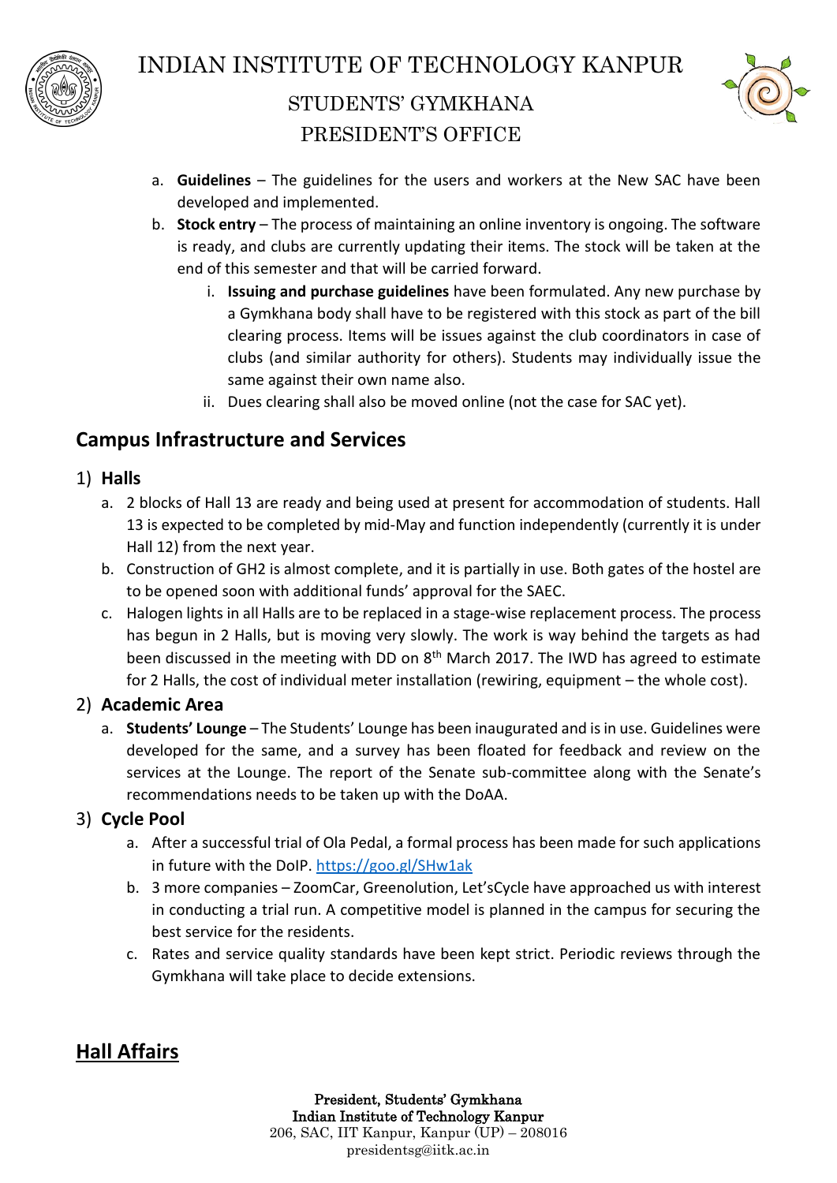a. **Guidelines** – The guidelines for the users and workers at the New SAC have been developed and implemented.
b. **Stock entry** – The process of maintaining an online inventory is ongoing. The software is ready, and clubs are currently updating their items. The stock will be taken at the end of this semester and that will be carried forward.
    i. **Issuing and purchase guidelines** have been formulated. Any new purchase by a Gymkhana body shall have to be registered with this stock as part of the bill clearing process. Items will be issues against the club coordinators in case of clubs (and similar authority for others). Students may individually issue the same against their own name also.
    ii. Dues clearing shall also be moved online (not the case for SAC yet).

## Campus Infrastructure and Services

### 1) Halls

a. 2 blocks of Hall 13 are ready and being used at present for accommodation of students. Hall 13 is expected to be completed by mid-May and function independently (currently it is under Hall 12) from the next year.
b. Construction of GH2 is almost complete, and it is partially in use. Both gates of the hostel are to be opened soon with additional funds' approval for the SAEC.
c. Halogen lights in all Halls are to be replaced in a stage-wise replacement process. The process has begun in 2 Halls, but is moving very slowly. The work is way behind the targets as had been discussed in the meeting with DD on 8th March 2017. The IWD has agreed to estimate for 2 Halls, the cost of individual meter installation (rewiring, equipment – the whole cost).

### 2) Academic Area

a. **Students' Lounge** – The Students' Lounge has been inaugurated and is in use. Guidelines were developed for the same, and a survey has been floated for feedback and review on the services at the Lounge. The report of the Senate sub-committee along with the Senate's recommendations needs to be taken up with the DoAA.

### 3) Cycle Pool

a. After a successful trial of Ola Pedal, a formal process has been made for such applications in future with the DoIP. https://goo.gl/SHw1ak
b. 3 more companies – ZoomCar, Greenolution, Let'sCycle have approached us with interest in conducting a trial run. A competitive model is planned in the campus for securing the best service for the residents.
c. Rates and service quality standards have been kept strict. Periodic reviews through the Gymkhana will take place to decide extensions.

## Hall Affairs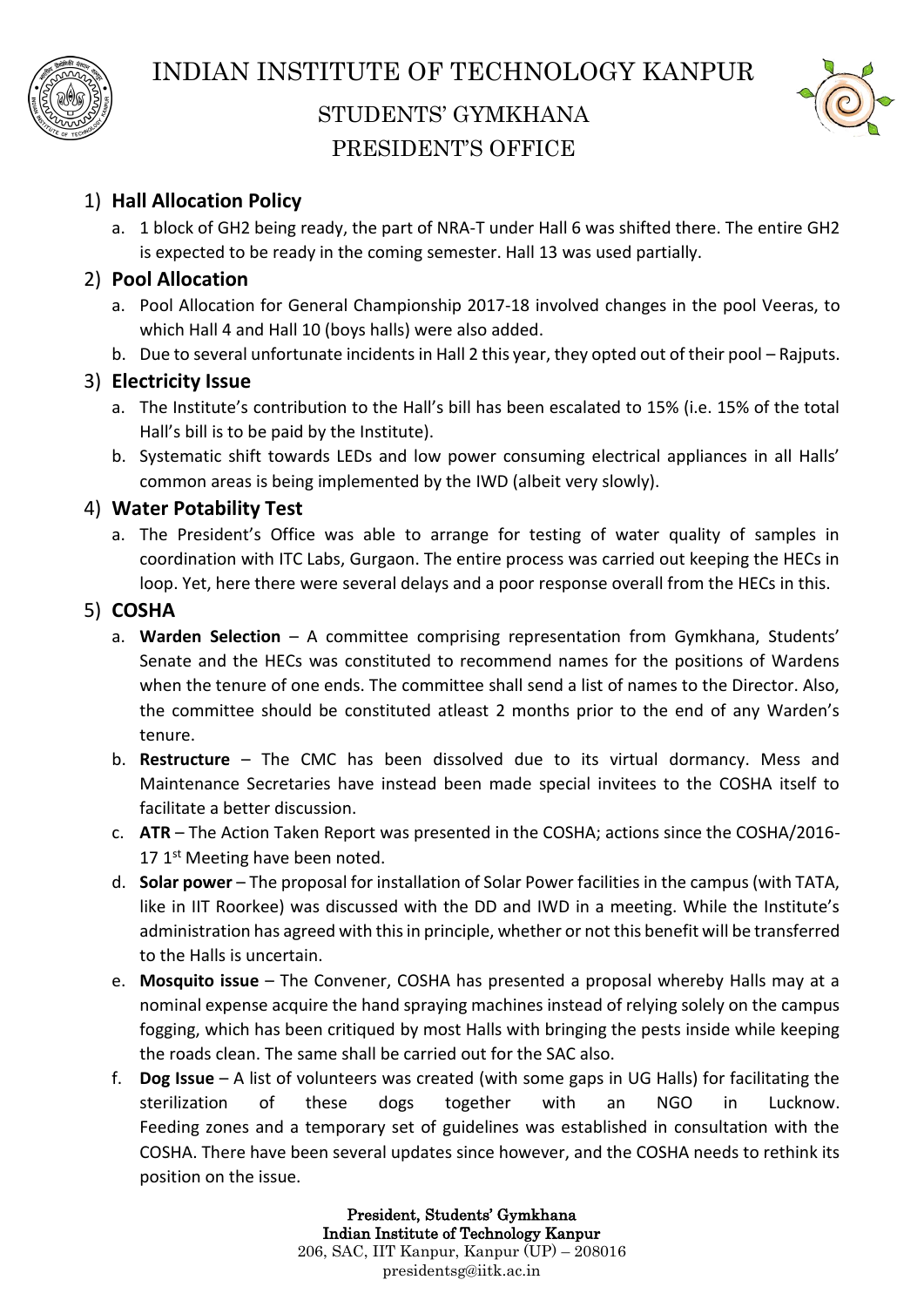1) **Hall Allocation Policy**
   a. 1 block of GH2 being ready, the part of NRA-T under Hall 6 was shifted there. The entire GH2 is expected to be ready in the coming semester. Hall 13 was used partially.

2) **Pool Allocation**
   a. Pool Allocation for General Championship 2017-18 involved changes in the pool Veeras, to which Hall 4 and Hall 10 (boys halls) were also added.
   b. Due to several unfortunate incidents in Hall 2 this year, they opted out of their pool – Rajputs.

3) **Electricity Issue**
   a. The Institute's contribution to the Hall's bill has been escalated to 15% (i.e. 15% of the total Hall's bill is to be paid by the Institute).
   b. Systematic shift towards LEDs and low power consuming electrical appliances in all Halls' common areas is being implemented by the IWD (albeit very slowly).

4) **Water Potability Test**
   a. The President's Office was able to arrange for testing of water quality of samples in coordination with ITC Labs, Gurgaon. The entire process was carried out keeping the HECs in loop. Yet, here there were several delays and a poor response overall from the HECs in this.

5) **COSHA**
   a. **Warden Selection** – A committee comprising representation from Gymkhana, Students' Senate and the HECs was constituted to recommend names for the positions of Wardens when the tenure of one ends. The committee shall send a list of names to the Director. Also, the committee should be constituted atleast 2 months prior to the end of any Warden's tenure.
   b. **Restructure** – The CMC has been dissolved due to its virtual dormancy. Mess and Maintenance Secretaries have instead been made special invitees to the COSHA itself to facilitate a better discussion.
   c. **ATR** – The Action Taken Report was presented in the COSHA; actions since the COSHA/2016-17 1st Meeting have been noted.
   d. **Solar power** – The proposal for installation of Solar Power facilities in the campus (with TATA, like in IIT Roorkee) was discussed with the DD and IWD in a meeting. While the Institute's administration has agreed with this in principle, whether or not this benefit will be transferred to the Halls is uncertain.
   e. **Mosquito issue** – The Convener, COSHA has presented a proposal whereby Halls may at a nominal expense acquire the hand spraying machines instead of relying solely on the campus fogging, which has been critiqued by most Halls with bringing the pests inside while keeping the roads clean. The same shall be carried out for the SAC also.
   f. **Dog Issue** – A list of volunteers was created (with some gaps in UG Halls) for facilitating the sterilization of these dogs together with an NGO in Lucknow. Feeding zones and a temporary set of guidelines was established in consultation with the COSHA. There have been several updates since however, and the COSHA needs to rethink its position on the issue.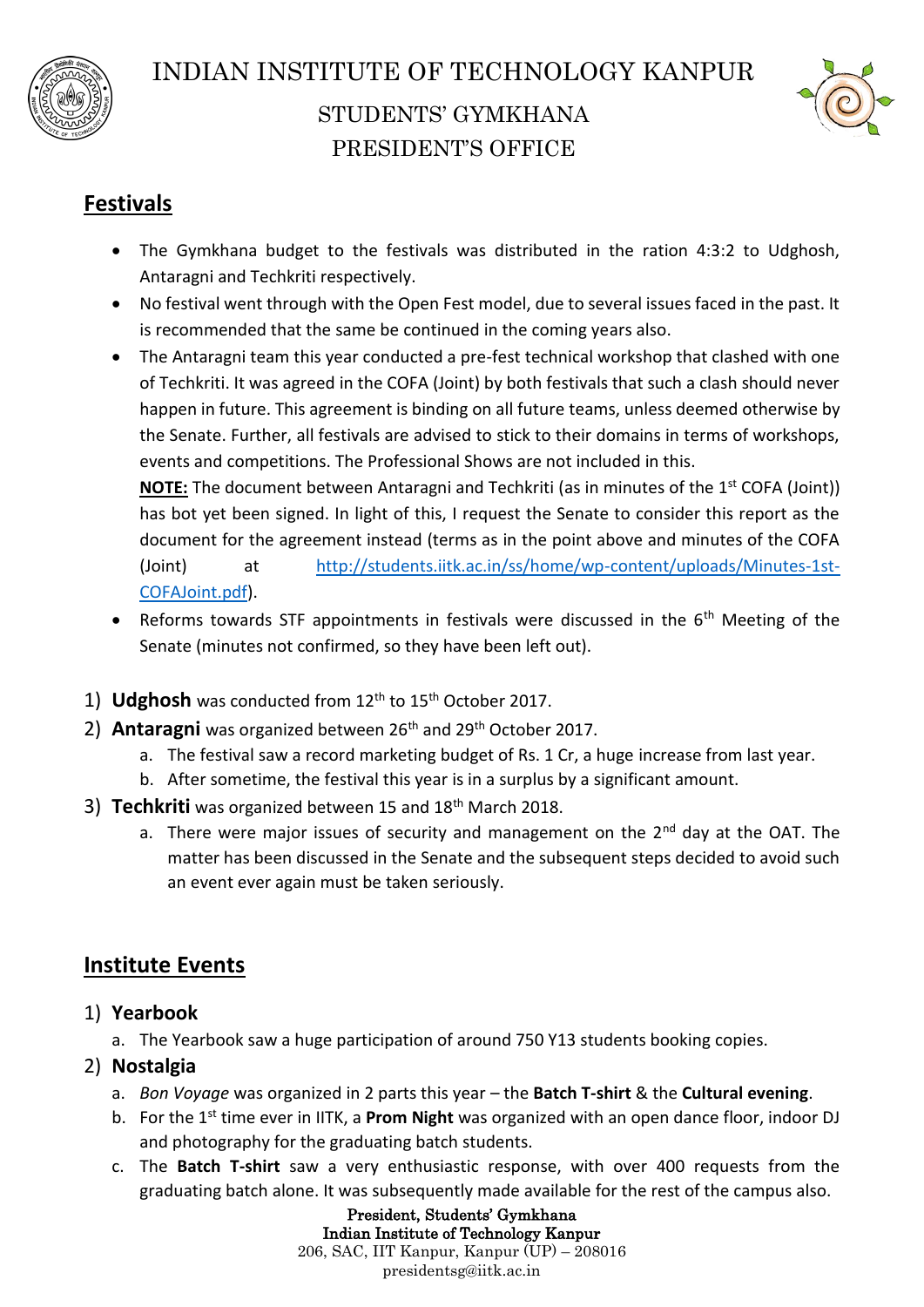## Festivals

- The Gymkhana budget to the festivals was distributed in the ration 4:3:2 to Udghosh, Antaragni and Techkriti respectively.
- No festival went through with the Open Fest model, due to several issues faced in the past. It is recommended that the same be continued in the coming years also.
- The Antaragni team this year conducted a pre-fest technical workshop that clashed with one of Techkriti. It was agreed in the COFA (Joint) by both festivals that such a clash should never happen in future. This agreement is binding on all future teams, unless deemed otherwise by the Senate. Further, all festivals are advised to stick to their domains in terms of workshops, events and competitions. The Professional Shows are not included in this.

  **NOTE:** The document between Antaragni and Techkriti (as in minutes of the 1st COFA (Joint)) has bot yet been signed. In light of this, I request the Senate to consider this report as the document for the agreement instead (terms as in the point above and minutes of the COFA (Joint) at http://students.iitk.ac.in/ss/home/wp-content/uploads/Minutes-1st-COFAJoint.pdf).
- Reforms towards STF appointments in festivals were discussed in the 6th Meeting of the Senate (minutes not confirmed, so they have been left out).

1) **Udghosh** was conducted from 12th to 15th October 2017.
2) **Antaragni** was organized between 26th and 29th October 2017.
   a. The festival saw a record marketing budget of Rs. 1 Cr, a huge increase from last year.
   b. After sometime, the festival this year is in a surplus by a significant amount.
3) **Techkriti** was organized between 15 and 18th March 2018.
   a. There were major issues of security and management on the 2nd day at the OAT. The matter has been discussed in the Senate and the subsequent steps decided to avoid such an event ever again must be taken seriously.

## Institute Events

1) **Yearbook**
   a. The Yearbook saw a huge participation of around 750 Y13 students booking copies.
2) **Nostalgia**
   a. *Bon Voyage* was organized in 2 parts this year – the **Batch T-shirt** & the **Cultural evening**.
   b. For the 1st time ever in IITK, a **Prom Night** was organized with an open dance floor, indoor DJ and photography for the graduating batch students.
   c. The **Batch T-shirt** saw a very enthusiastic response, with over 400 requests from the graduating batch alone. It was subsequently made available for the rest of the campus also.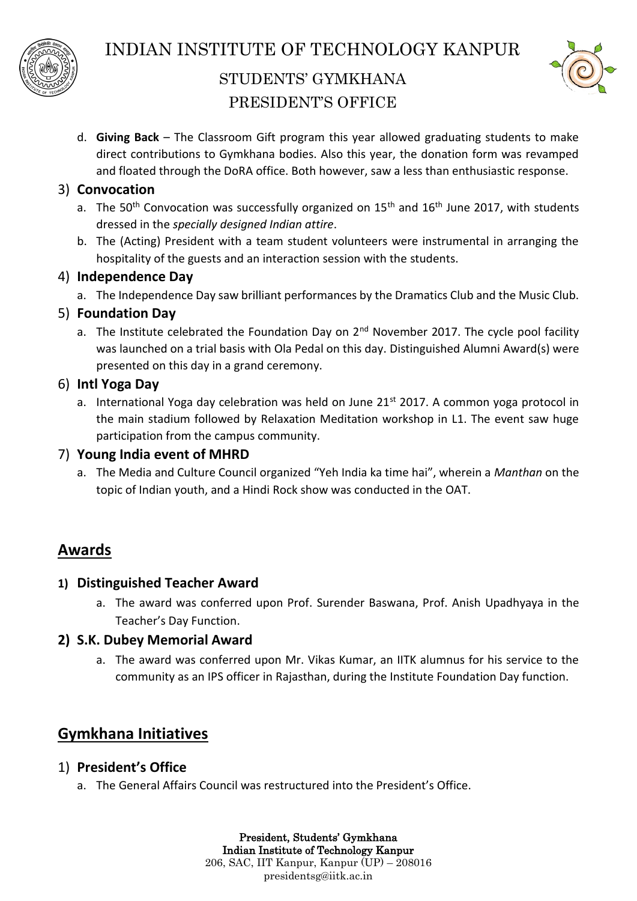d. **Giving Back** – The Classroom Gift program this year allowed graduating students to make direct contributions to Gymkhana bodies. Also this year, the donation form was revamped and floated through the DoRA office. Both however, saw a less than enthusiastic response.

3) **Convocation**
   a. The 50th Convocation was successfully organized on 15th and 16th June 2017, with students dressed in the *specially designed Indian attire*.
   b. The (Acting) President with a team student volunteers were instrumental in arranging the hospitality of the guests and an interaction session with the students.

4) **Independence Day**
   a. The Independence Day saw brilliant performances by the Dramatics Club and the Music Club.

5) **Foundation Day**
   a. The Institute celebrated the Foundation Day on 2nd November 2017. The cycle pool facility was launched on a trial basis with Ola Pedal on this day. Distinguished Alumni Award(s) were presented on this day in a grand ceremony.

6) **Intl Yoga Day**
   a. International Yoga day celebration was held on June 21st 2017. A common yoga protocol in the main stadium followed by Relaxation Meditation workshop in L1. The event saw huge participation from the campus community.

7) **Young India event of MHRD**
   a. The Media and Culture Council organized "Yeh India ka time hai", wherein a *Manthan* on the topic of Indian youth, and a Hindi Rock show was conducted in the OAT.

## Awards

**1) Distinguished Teacher Award**
   a. The award was conferred upon Prof. Surender Baswana, Prof. Anish Upadhyaya in the Teacher's Day Function.

**2) S.K. Dubey Memorial Award**
   a. The award was conferred upon Mr. Vikas Kumar, an IITK alumnus for his service to the community as an IPS officer in Rajasthan, during the Institute Foundation Day function.

## Gymkhana Initiatives

1) **President's Office**
   a. The General Affairs Council was restructured into the President's Office.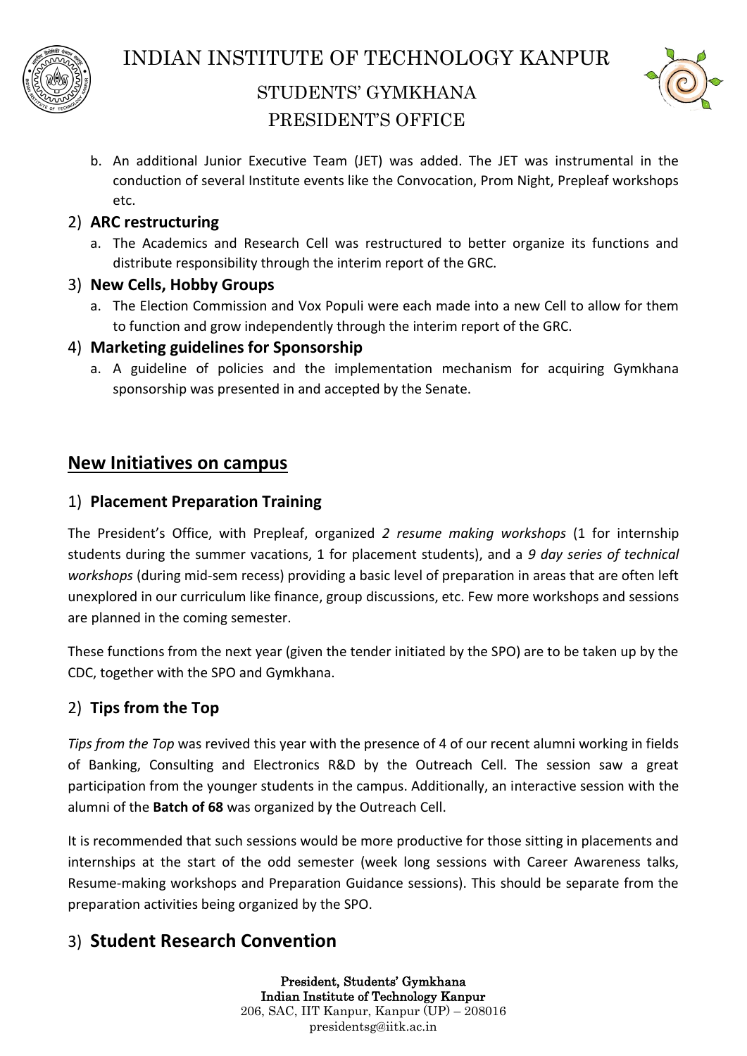b. An additional Junior Executive Team (JET) was added. The JET was instrumental in the conduction of several Institute events like the Convocation, Prom Night, Prepleaf workshops etc.

2) **ARC restructuring**

   a. The Academics and Research Cell was restructured to better organize its functions and distribute responsibility through the interim report of the GRC.

3) **New Cells, Hobby Groups**

   a. The Election Commission and Vox Populi were each made into a new Cell to allow for them to function and grow independently through the interim report of the GRC.

4) **Marketing guidelines for Sponsorship**

   a. A guideline of policies and the implementation mechanism for acquiring Gymkhana sponsorship was presented in and accepted by the Senate.

## New Initiatives on campus

### 1) Placement Preparation Training

The President's Office, with Prepleaf, organized *2 resume making workshops* (1 for internship students during the summer vacations, 1 for placement students), and a *9 day series of technical workshops* (during mid-sem recess) providing a basic level of preparation in areas that are often left unexplored in our curriculum like finance, group discussions, etc. Few more workshops and sessions are planned in the coming semester.

These functions from the next year (given the tender initiated by the SPO) are to be taken up by the CDC, together with the SPO and Gymkhana.

### 2) Tips from the Top

*Tips from the Top* was revived this year with the presence of 4 of our recent alumni working in fields of Banking, Consulting and Electronics R&D by the Outreach Cell. The session saw a great participation from the younger students in the campus. Additionally, an interactive session with the alumni of the **Batch of 68** was organized by the Outreach Cell.

It is recommended that such sessions would be more productive for those sitting in placements and internships at the start of the odd semester (week long sessions with Career Awareness talks, Resume-making workshops and Preparation Guidance sessions). This should be separate from the preparation activities being organized by the SPO.

### 3) Student Research Convention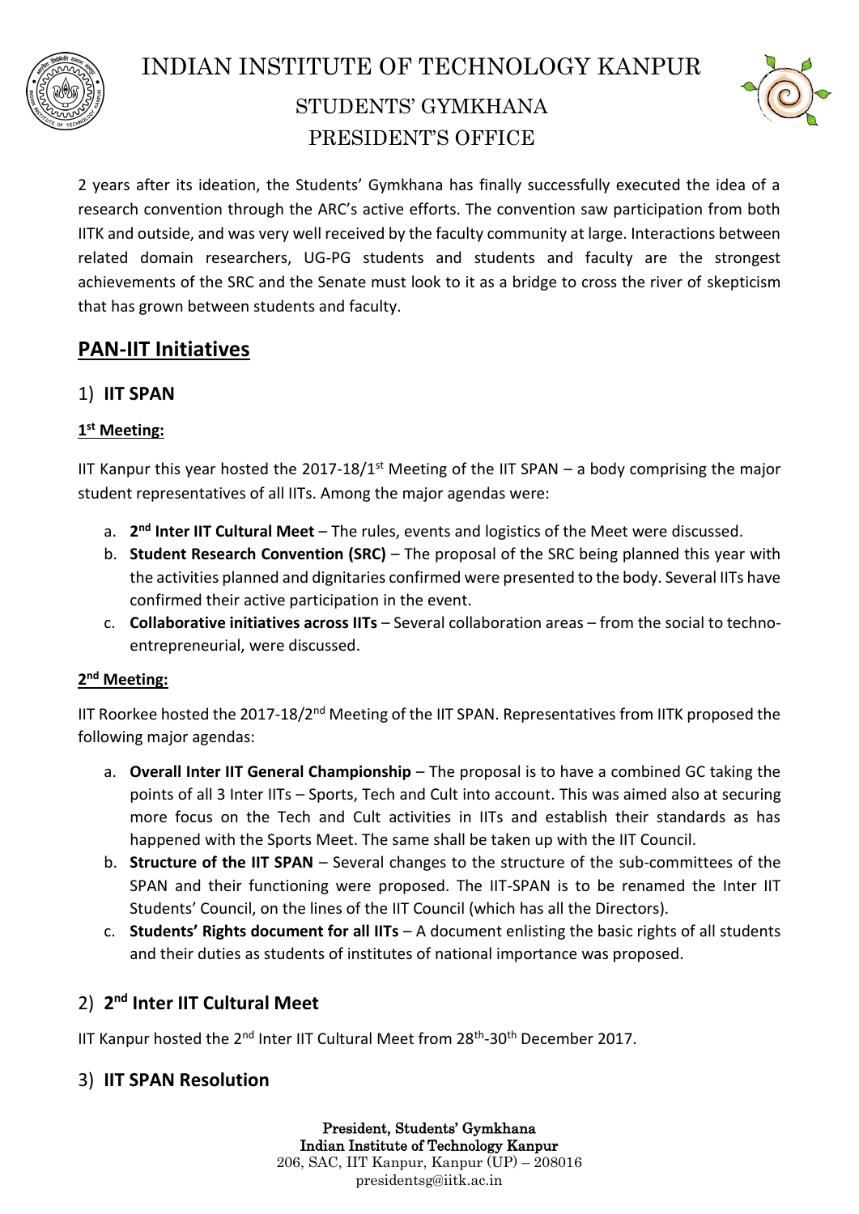2 years after its ideation, the Students' Gymkhana has finally successfully executed the idea of a research convention through the ARC's active efforts. The convention saw participation from both IITK and outside, and was very well received by the faculty community at large. Interactions between related domain researchers, UG-PG students and students and faculty are the strongest achievements of the SRC and the Senate must look to it as a bridge to cross the river of skepticism that has grown between students and faculty.

## PAN-IIT Initiatives

### 1) IIT SPAN

#### 1st Meeting:

IIT Kanpur this year hosted the 2017-18/1st Meeting of the IIT SPAN – a body comprising the major student representatives of all IITs. Among the major agendas were:

a. **2nd Inter IIT Cultural Meet** – The rules, events and logistics of the Meet were discussed.
b. **Student Research Convention (SRC)** – The proposal of the SRC being planned this year with the activities planned and dignitaries confirmed were presented to the body. Several IITs have confirmed their active participation in the event.
c. **Collaborative initiatives across IITs** – Several collaboration areas – from the social to techno-entrepreneurial, were discussed.

#### 2nd Meeting:

IIT Roorkee hosted the 2017-18/2nd Meeting of the IIT SPAN. Representatives from IITK proposed the following major agendas:

a. **Overall Inter IIT General Championship** – The proposal is to have a combined GC taking the points of all 3 Inter IITs – Sports, Tech and Cult into account. This was aimed also at securing more focus on the Tech and Cult activities in IITs and establish their standards as has happened with the Sports Meet. The same shall be taken up with the IIT Council.
b. **Structure of the IIT SPAN** – Several changes to the structure of the sub-committees of the SPAN and their functioning were proposed. The IIT-SPAN is to be renamed the Inter IIT Students' Council, on the lines of the IIT Council (which has all the Directors).
c. **Students' Rights document for all IITs** – A document enlisting the basic rights of all students and their duties as students of institutes of national importance was proposed.

### 2) 2nd Inter IIT Cultural Meet

IIT Kanpur hosted the 2nd Inter IIT Cultural Meet from 28th-30th December 2017.

### 3) IIT SPAN Resolution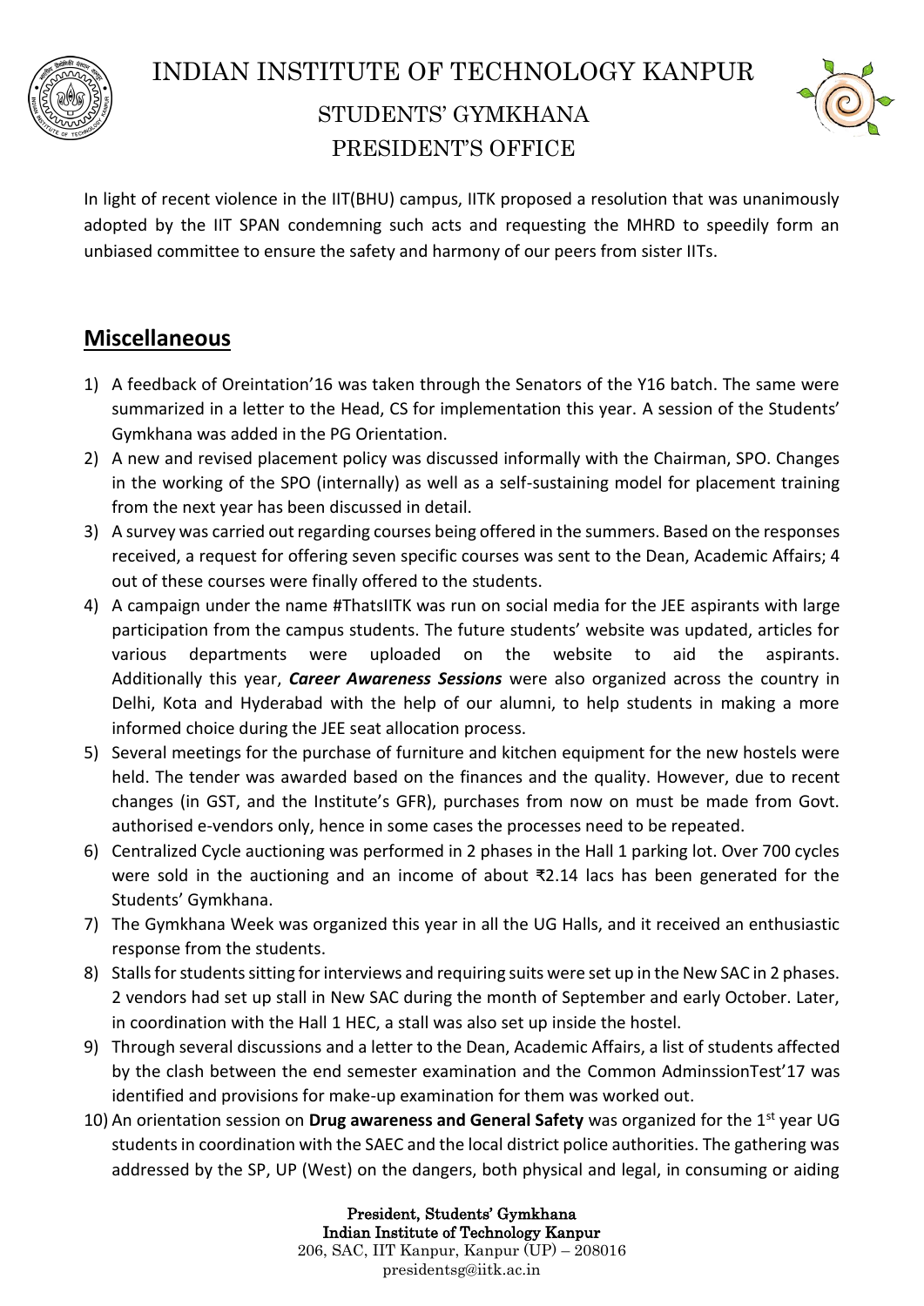In light of recent violence in the IIT(BHU) campus, IITK proposed a resolution that was unanimously adopted by the IIT SPAN condemning such acts and requesting the MHRD to speedily form an unbiased committee to ensure the safety and harmony of our peers from sister IITs.

## Miscellaneous

1) A feedback of Oreintation'16 was taken through the Senators of the Y16 batch. The same were summarized in a letter to the Head, CS for implementation this year. A session of the Students' Gymkhana was added in the PG Orientation.
2) A new and revised placement policy was discussed informally with the Chairman, SPO. Changes in the working of the SPO (internally) as well as a self-sustaining model for placement training from the next year has been discussed in detail.
3) A survey was carried out regarding courses being offered in the summers. Based on the responses received, a request for offering seven specific courses was sent to the Dean, Academic Affairs; 4 out of these courses were finally offered to the students.
4) A campaign under the name #ThatsIITK was run on social media for the JEE aspirants with large participation from the campus students. The future students' website was updated, articles for various departments were uploaded on the website to aid the aspirants. Additionally this year, ***Career Awareness Sessions*** were also organized across the country in Delhi, Kota and Hyderabad with the help of our alumni, to help students in making a more informed choice during the JEE seat allocation process.
5) Several meetings for the purchase of furniture and kitchen equipment for the new hostels were held. The tender was awarded based on the finances and the quality. However, due to recent changes (in GST, and the Institute's GFR), purchases from now on must be made from Govt. authorised e-vendors only, hence in some cases the processes need to be repeated.
6) Centralized Cycle auctioning was performed in 2 phases in the Hall 1 parking lot. Over 700 cycles were sold in the auctioning and an income of about ₹2.14 lacs has been generated for the Students' Gymkhana.
7) The Gymkhana Week was organized this year in all the UG Halls, and it received an enthusiastic response from the students.
8) Stalls for students sitting for interviews and requiring suits were set up in the New SAC in 2 phases. 2 vendors had set up stall in New SAC during the month of September and early October. Later, in coordination with the Hall 1 HEC, a stall was also set up inside the hostel.
9) Through several discussions and a letter to the Dean, Academic Affairs, a list of students affected by the clash between the end semester examination and the Common AdminssionTest'17 was identified and provisions for make-up examination for them was worked out.
10) An orientation session on **Drug awareness and General Safety** was organized for the 1st year UG students in coordination with the SAEC and the local district police authorities. The gathering was addressed by the SP, UP (West) on the dangers, both physical and legal, in consuming or aiding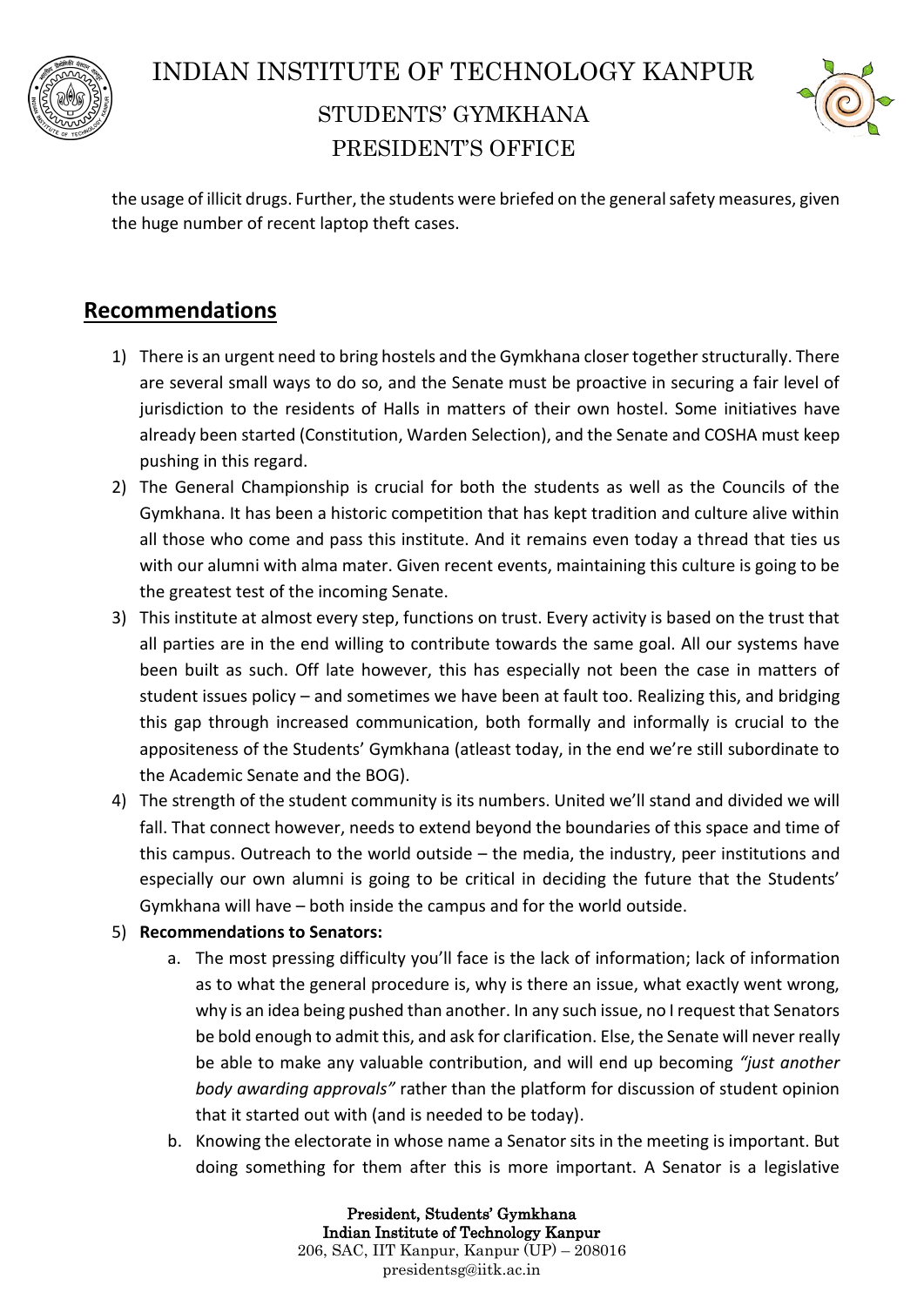the usage of illicit drugs. Further, the students were briefed on the general safety measures, given the huge number of recent laptop theft cases.

## Recommendations

1) There is an urgent need to bring hostels and the Gymkhana closer together structurally. There are several small ways to do so, and the Senate must be proactive in securing a fair level of jurisdiction to the residents of Halls in matters of their own hostel. Some initiatives have already been started (Constitution, Warden Selection), and the Senate and COSHA must keep pushing in this regard.
2) The General Championship is crucial for both the students as well as the Councils of the Gymkhana. It has been a historic competition that has kept tradition and culture alive within all those who come and pass this institute. And it remains even today a thread that ties us with our alumni with alma mater. Given recent events, maintaining this culture is going to be the greatest test of the incoming Senate.
3) This institute at almost every step, functions on trust. Every activity is based on the trust that all parties are in the end willing to contribute towards the same goal. All our systems have been built as such. Off late however, this has especially not been the case in matters of student issues policy – and sometimes we have been at fault too. Realizing this, and bridging this gap through increased communication, both formally and informally is crucial to the appositeness of the Students' Gymkhana (atleast today, in the end we're still subordinate to the Academic Senate and the BOG).
4) The strength of the student community is its numbers. United we'll stand and divided we will fall. That connect however, needs to extend beyond the boundaries of this space and time of this campus. Outreach to the world outside – the media, the industry, peer institutions and especially our own alumni is going to be critical in deciding the future that the Students' Gymkhana will have – both inside the campus and for the world outside.
5) **Recommendations to Senators:**
    a. The most pressing difficulty you'll face is the lack of information; lack of information as to what the general procedure is, why is there an issue, what exactly went wrong, why is an idea being pushed than another. In any such issue, no I request that Senators be bold enough to admit this, and ask for clarification. Else, the Senate will never really be able to make any valuable contribution, and will end up becoming *"just another body awarding approvals"* rather than the platform for discussion of student opinion that it started out with (and is needed to be today).
    b. Knowing the electorate in whose name a Senator sits in the meeting is important. But doing something for them after this is more important. A Senator is a legislative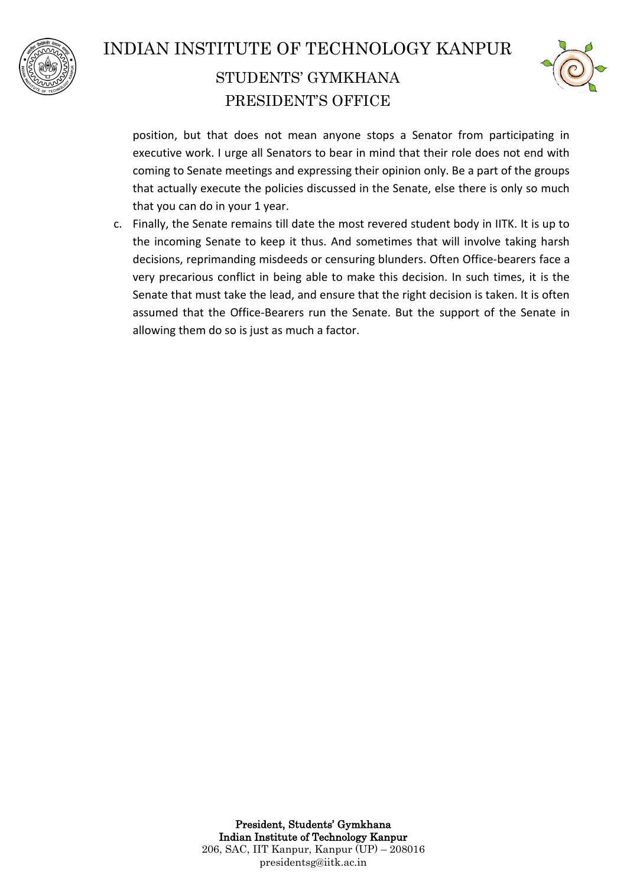position, but that does not mean anyone stops a Senator from participating in executive work. I urge all Senators to bear in mind that their role does not end with coming to Senate meetings and expressing their opinion only. Be a part of the groups that actually execute the policies discussed in the Senate, else there is only so much that you can do in your 1 year.

c. Finally, the Senate remains till date the most revered student body in IITK. It is up to the incoming Senate to keep it thus. And sometimes that will involve taking harsh decisions, reprimanding misdeeds or censuring blunders. Often Office-bearers face a very precarious conflict in being able to make this decision. In such times, it is the Senate that must take the lead, and ensure that the right decision is taken. It is often assumed that the Office-Bearers run the Senate. But the support of the Senate in allowing them do so is just as much a factor.